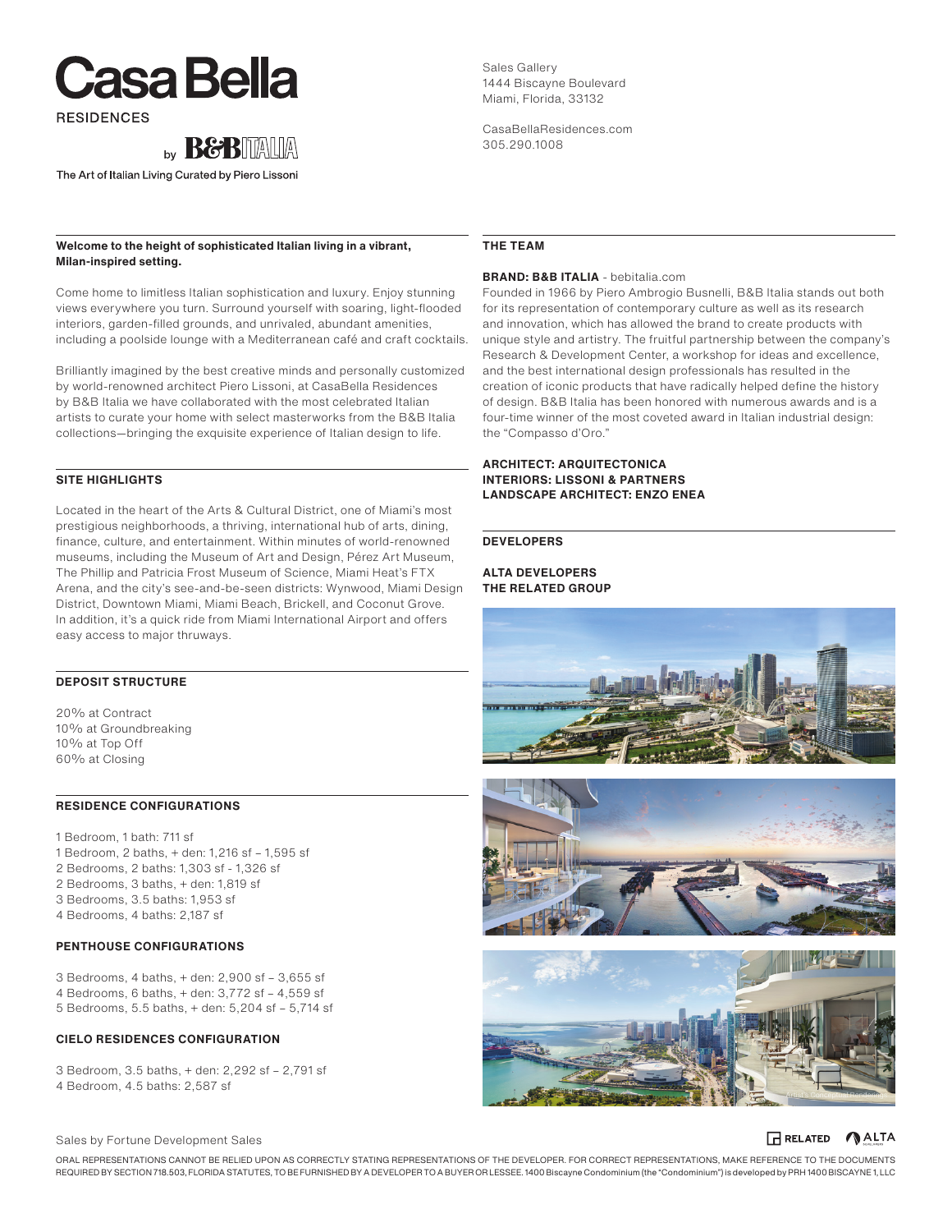# CasaBella

RESIDENCES

by B&B ITALIA

The Art of Italian Living Curated by Piero Lissoni

Sales Gallery
1444 Biscayne Boulevard
Miami, Florida, 33132

CasaBellaResidences.com
305.290.1008

**Welcome to the height of sophisticated Italian living in a vibrant, Milan-inspired setting.**

Come home to limitless Italian sophistication and luxury. Enjoy stunning views everywhere you turn. Surround yourself with soaring, light-flooded interiors, garden-filled grounds, and unrivaled, abundant amenities, including a poolside lounge with a Mediterranean café and craft cocktails.

Brilliantly imagined by the best creative minds and personally customized by world-renowned architect Piero Lissoni, at CasaBella Residences by B&B Italia we have collaborated with the most celebrated Italian artists to curate your home with select masterworks from the B&B Italia collections—bringing the exquisite experience of Italian design to life.

## SITE HIGHLIGHTS

Located in the heart of the Arts & Cultural District, one of Miami's most prestigious neighborhoods, a thriving, international hub of arts, dining, finance, culture, and entertainment. Within minutes of world-renowned museums, including the Museum of Art and Design, Pérez Art Museum, The Phillip and Patricia Frost Museum of Science, Miami Heat's FTX Arena, and the city's see-and-be-seen districts: Wynwood, Miami Design District, Downtown Miami, Miami Beach, Brickell, and Coconut Grove. In addition, it's a quick ride from Miami International Airport and offers easy access to major thruways.

## DEPOSIT STRUCTURE

20% at Contract
10% at Groundbreaking
10% at Top Off
60% at Closing

## RESIDENCE CONFIGURATIONS

1 Bedroom, 1 bath: 711 sf
1 Bedroom, 2 baths, + den: 1,216 sf – 1,595 sf
2 Bedrooms, 2 baths: 1,303 sf - 1,326 sf
2 Bedrooms, 3 baths, + den: 1,819 sf
3 Bedrooms, 3.5 baths: 1,953 sf
4 Bedrooms, 4 baths: 2,187 sf

## PENTHOUSE CONFIGURATIONS

3 Bedrooms, 4 baths, + den: 2,900 sf – 3,655 sf
4 Bedrooms, 6 baths, + den: 3,772 sf – 4,559 sf
5 Bedrooms, 5.5 baths, + den: 5,204 sf – 5,714 sf

## CIELO RESIDENCES CONFIGURATION

3 Bedroom, 3.5 baths, + den: 2,292 sf – 2,791 sf
4 Bedroom, 4.5 baths: 2,587 sf

## THE TEAM

**BRAND: B&B ITALIA** - bebitalia.com

Founded in 1966 by Piero Ambrogio Busnelli, B&B Italia stands out both for its representation of contemporary culture as well as its research and innovation, which has allowed the brand to create products with unique style and artistry. The fruitful partnership between the company's Research & Development Center, a workshop for ideas and excellence, and the best international design professionals has resulted in the creation of iconic products that have radically helped define the history of design. B&B Italia has been honored with numerous awards and is a four-time winner of the most coveted award in Italian industrial design: the "Compasso d'Oro."

**ARCHITECT: ARQUITECTONICA**
**INTERIORS: LISSONI & PARTNERS**
**LANDSCAPE ARCHITECT: ENZO ENEA**

## DEVELOPERS

**ALTA DEVELOPERS**
**THE RELATED GROUP**

Artist's Conceptual Rendering

Sales by Fortune Development Sales

RELATED ALTA

ORAL REPRESENTATIONS CANNOT BE RELIED UPON AS CORRECTLY STATING REPRESENTATIONS OF THE DEVELOPER. FOR CORRECT REPRESENTATIONS, MAKE REFERENCE TO THE DOCUMENTS REQUIRED BY SECTION 718.503, FLORIDA STATUTES, TO BE FURNISHED BY A DEVELOPER TO A BUYER OR LESSEE. 1400 Biscayne Condominium (the "Condominium") is developed by PRH 1400 BISCAYNE 1, LLC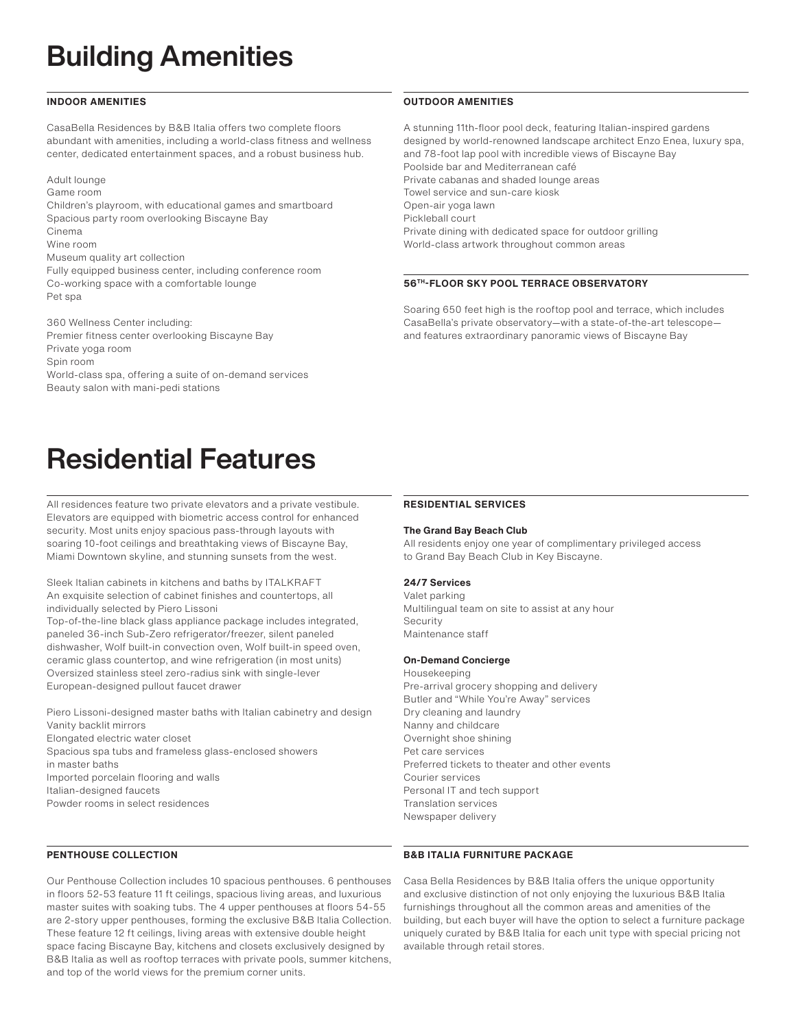# Building Amenities

### INDOOR AMENITIES

CasaBella Residences by B&B Italia offers two complete floors abundant with amenities, including a world-class fitness and wellness center, dedicated entertainment spaces, and a robust business hub.

Adult lounge
Game room
Children's playroom, with educational games and smartboard
Spacious party room overlooking Biscayne Bay
Cinema
Wine room
Museum quality art collection
Fully equipped business center, including conference room
Co-working space with a comfortable lounge
Pet spa

360 Wellness Center including:
Premier fitness center overlooking Biscayne Bay
Private yoga room
Spin room
World-class spa, offering a suite of on-demand services
Beauty salon with mani-pedi stations

### OUTDOOR AMENITIES

A stunning 11th-floor pool deck, featuring Italian-inspired gardens designed by world-renowned landscape architect Enzo Enea, luxury spa, and 78-foot lap pool with incredible views of Biscayne Bay
Poolside bar and Mediterranean café
Private cabanas and shaded lounge areas
Towel service and sun-care kiosk
Open-air yoga lawn
Pickleball court
Private dining with dedicated space for outdoor grilling
World-class artwork throughout common areas

### 56TH-FLOOR SKY POOL TERRACE OBSERVATORY

Soaring 650 feet high is the rooftop pool and terrace, which includes CasaBella's private observatory—with a state-of-the-art telescope—and features extraordinary panoramic views of Biscayne Bay

# Residential Features

All residences feature two private elevators and a private vestibule. Elevators are equipped with biometric access control for enhanced security. Most units enjoy spacious pass-through layouts with soaring 10-foot ceilings and breathtaking views of Biscayne Bay, Miami Downtown skyline, and stunning sunsets from the west.

Sleek Italian cabinets in kitchens and baths by ITALKRAFT
An exquisite selection of cabinet finishes and countertops, all individually selected by Piero Lissoni
Top-of-the-line black glass appliance package includes integrated, paneled 36-inch Sub-Zero refrigerator/freezer, silent paneled dishwasher, Wolf built-in convection oven, Wolf built-in speed oven, ceramic glass countertop, and wine refrigeration (in most units)
Oversized stainless steel zero-radius sink with single-lever European-designed pullout faucet drawer

Piero Lissoni-designed master baths with Italian cabinetry and design
Vanity backlit mirrors
Elongated electric water closet
Spacious spa tubs and frameless glass-enclosed showers in master baths
Imported porcelain flooring and walls
Italian-designed faucets
Powder rooms in select residences

### RESIDENTIAL SERVICES

**The Grand Bay Beach Club**
All residents enjoy one year of complimentary privileged access to Grand Bay Beach Club in Key Biscayne.

**24/7 Services**
Valet parking
Multilingual team on site to assist at any hour
Security
Maintenance staff

**On-Demand Concierge**
Housekeeping
Pre-arrival grocery shopping and delivery
Butler and "While You're Away" services
Dry cleaning and laundry
Nanny and childcare
Overnight shoe shining
Pet care services
Preferred tickets to theater and other events
Courier services
Personal IT and tech support
Translation services
Newspaper delivery

### PENTHOUSE COLLECTION

Our Penthouse Collection includes 10 spacious penthouses. 6 penthouses in floors 52-53 feature 11 ft ceilings, spacious living areas, and luxurious master suites with soaking tubs. The 4 upper penthouses at floors 54-55 are 2-story upper penthouses, forming the exclusive B&B Italia Collection. These feature 12 ft ceilings, living areas with extensive double height space facing Biscayne Bay, kitchens and closets exclusively designed by B&B Italia as well as rooftop terraces with private pools, summer kitchens, and top of the world views for the premium corner units.

### B&B ITALIA FURNITURE PACKAGE

Casa Bella Residences by B&B Italia offers the unique opportunity and exclusive distinction of not only enjoying the luxurious B&B Italia furnishings throughout all the common areas and amenities of the building, but each buyer will have the option to select a furniture package uniquely curated by B&B Italia for each unit type with special pricing not available through retail stores.